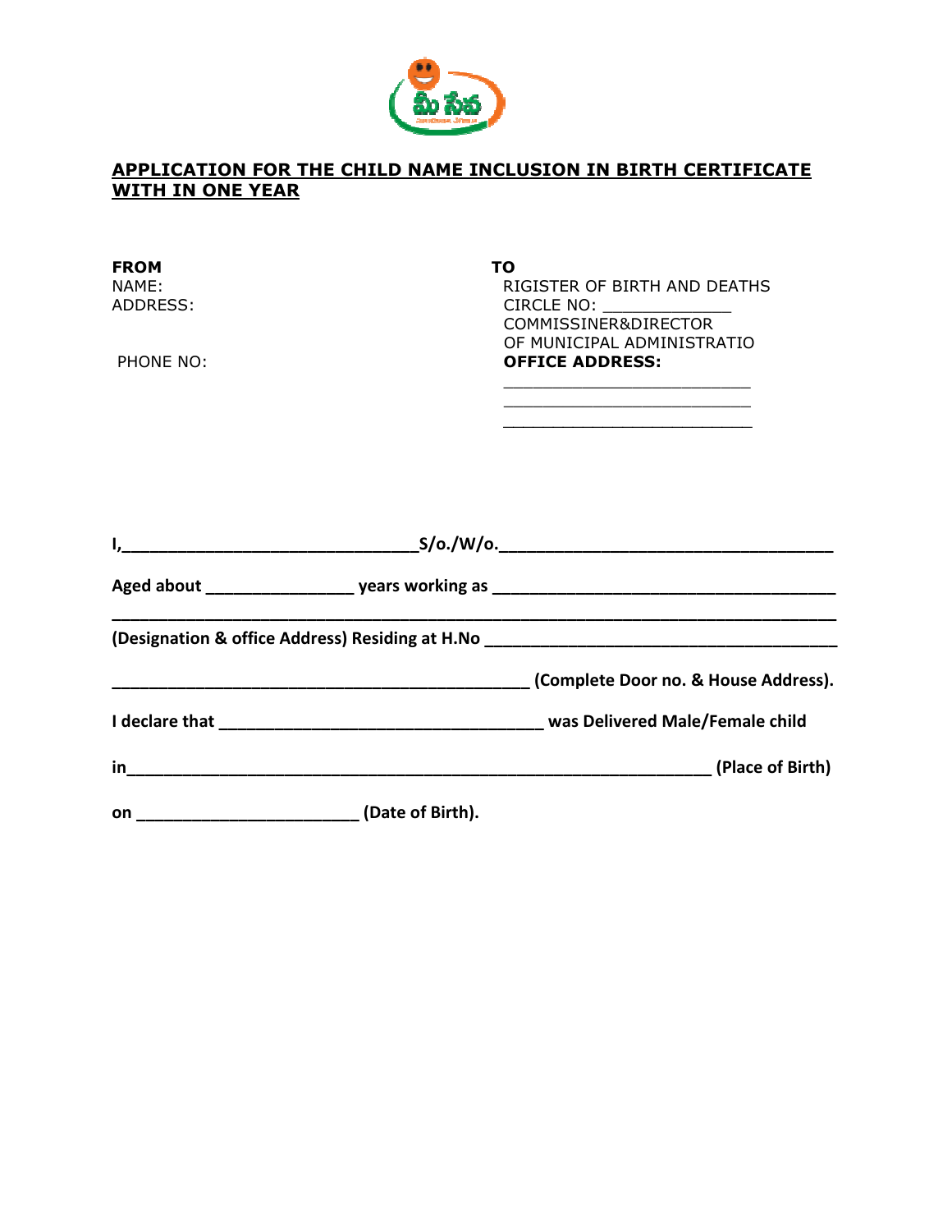## APPLICATION FOR THE CHILD NAME INCLUSION IN BIRTH CERTIFICATE WITH IN ONE YEAR

**FROM**
NAME:
ADDRESS:

PHONE NO:

**TO**
RIGISTER OF BIRTH AND DEATHS
CIRCLE NO: _____________
COMMISSINER&DIRECTOR
OF MUNICIPAL ADMINISTRATIO
**OFFICE ADDRESS:**
_________________________
_________________________
_________________________

**I,_______________________________S/o./W/o.___________________________________**

**Aged about _______________ years working as ___________________________________**

**___________________________________________________________________________**

**(Designation & office Address) Residing at H.No __________________________________**

**___________________________________________ (Complete Door no. & House Address).**

**I declare that __________________________________ was Delivered Male/Female child**

**in_____________________________________________________________ (Place of Birth)**

**on _______________________ (Date of Birth).**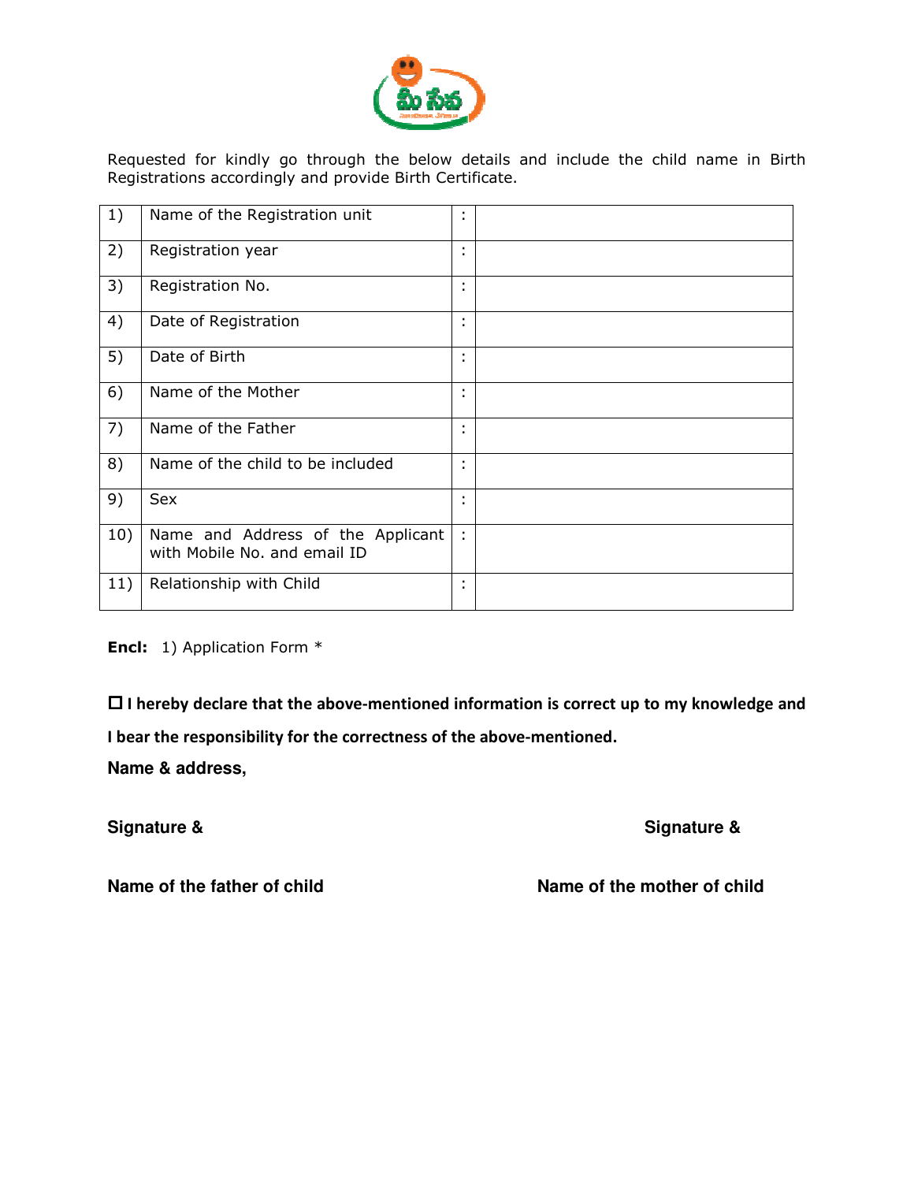Requested for kindly go through the below details and include the child name in Birth Registrations accordingly and provide Birth Certificate.

| | | | |
|---|---|---|---|
| 1) | Name of the Registration unit | : | |
| 2) | Registration year | : | |
| 3) | Registration No. | : | |
| 4) | Date of Registration | : | |
| 5) | Date of Birth | : | |
| 6) | Name of the Mother | : | |
| 7) | Name of the Father | : | |
| 8) | Name of the child to be included | : | |
| 9) | Sex | : | |
| 10) | Name and Address of the Applicant with Mobile No. and email ID | : | |
| 11) | Relationship with Child | : | |

**Encl:** 1) Application Form *

☐ **I hereby declare that the above-mentioned information is correct up to my knowledge and I bear the responsibility for the correctness of the above-mentioned.**

**Name & address,**

**Signature &**

**Name of the father of child**

**Signature &**

**Name of the mother of child**